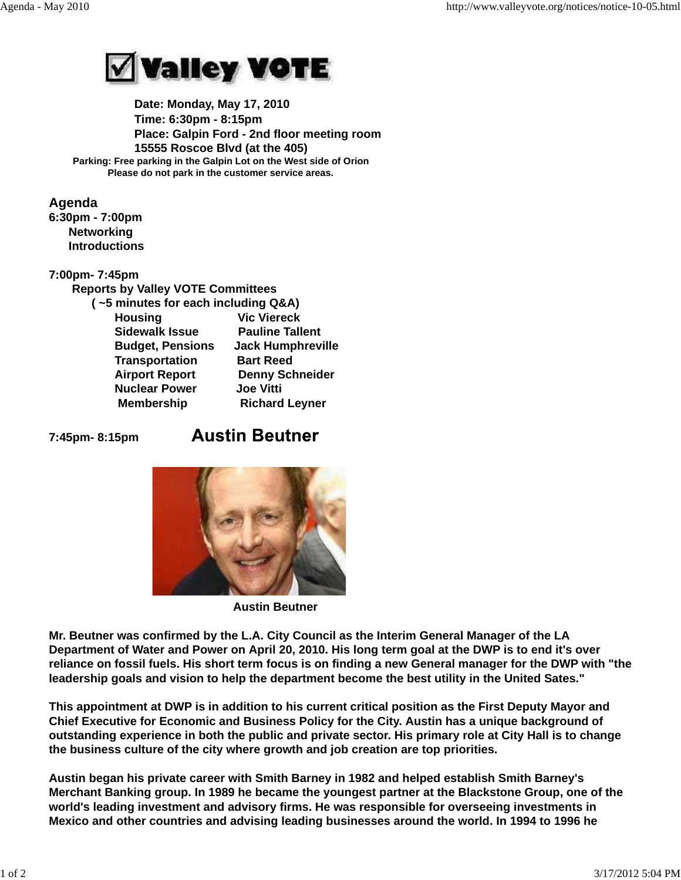# Valley VOTE

**Date: Monday, May 17, 2010**
**Time: 6:30pm - 8:15pm**
**Place: Galpin Ford - 2nd floor meeting room**
**15555 Roscoe Blvd (at the 405)**

**Parking: Free parking in the Galpin Lot on the West side of Orion**
**Please do not park in the customer service areas.**

## Agenda

**6:30pm - 7:00pm**
- **Networking**
- **Introductions**

**7:00pm- 7:45pm**

**Reports by Valley VOTE Committees**
**( ~5 minutes for each including Q&A)**

| | |
|---|---|
| **Housing** | **Vic Viereck** |
| **Sidewalk Issue** | **Pauline Tallent** |
| **Budget, Pensions** | **Jack Humphreville** |
| **Transportation** | **Bart Reed** |
| **Airport Report** | **Denny Schneider** |
| **Nuclear Power** | **Joe Vitti** |
| **Membership** | **Richard Leyner** |

**7:45pm- 8:15pm** **Austin Beutner**

**Austin Beutner**

**Mr. Beutner was confirmed by the L.A. City Council as the Interim General Manager of the LA Department of Water and Power on April 20, 2010. His long term goal at the DWP is to end it's over reliance on fossil fuels. His short term focus is on finding a new General manager for the DWP with "the leadership goals and vision to help the department become the best utility in the United Sates."**

**This appointment at DWP is in addition to his current critical position as the First Deputy Mayor and Chief Executive for Economic and Business Policy for the City. Austin has a unique background of outstanding experience in both the public and private sector. His primary role at City Hall is to change the business culture of the city where growth and job creation are top priorities.**

**Austin began his private career with Smith Barney in 1982 and helped establish Smith Barney's Merchant Banking group. In 1989 he became the youngest partner at the Blackstone Group, one of the world's leading investment and advisory firms. He was responsible for overseeing investments in Mexico and other countries and advising leading businesses around the world. In 1994 to 1996 he**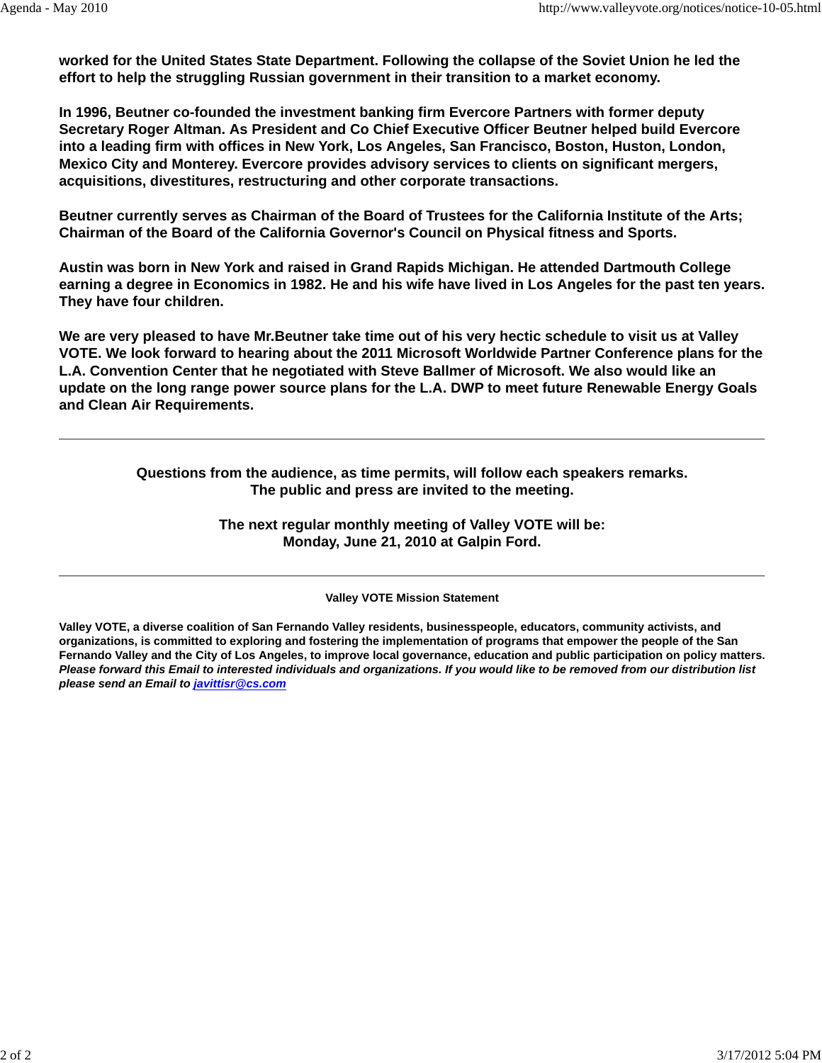**worked for the United States State Department. Following the collapse of the Soviet Union he led the effort to help the struggling Russian government in their transition to a market economy.**

**In 1996, Beutner co-founded the investment banking firm Evercore Partners with former deputy Secretary Roger Altman. As President and Co Chief Executive Officer Beutner helped build Evercore into a leading firm with offices in New York, Los Angeles, San Francisco, Boston, Huston, London, Mexico City and Monterey. Evercore provides advisory services to clients on significant mergers, acquisitions, divestitures, restructuring and other corporate transactions.**

**Beutner currently serves as Chairman of the Board of Trustees for the California Institute of the Arts; Chairman of the Board of the California Governor's Council on Physical fitness and Sports.**

**Austin was born in New York and raised in Grand Rapids Michigan. He attended Dartmouth College earning a degree in Economics in 1982. He and his wife have lived in Los Angeles for the past ten years. They have four children.**

**We are very pleased to have Mr.Beutner take time out of his very hectic schedule to visit us at Valley VOTE. We look forward to hearing about the 2011 Microsoft Worldwide Partner Conference plans for the L.A. Convention Center that he negotiated with Steve Ballmer of Microsoft. We also would like an update on the long range power source plans for the L.A. DWP to meet future Renewable Energy Goals and Clean Air Requirements.**

---

**Questions from the audience, as time permits, will follow each speakers remarks.**
**The public and press are invited to the meeting.**

**The next regular monthly meeting of Valley VOTE will be:**
**Monday, June 21, 2010 at Galpin Ford.**

---

**Valley VOTE Mission Statement**

**Valley VOTE, a diverse coalition of San Fernando Valley residents, businesspeople, educators, community activists, and organizations, is committed to exploring and fostering the implementation of programs that empower the people of the San Fernando Valley and the City of Los Angeles, to improve local governance, education and public participation on policy matters.** ***Please forward this Email to interested individuals and organizations. If you would like to be removed from our distribution list please send an Email to javittisr@cs.com***